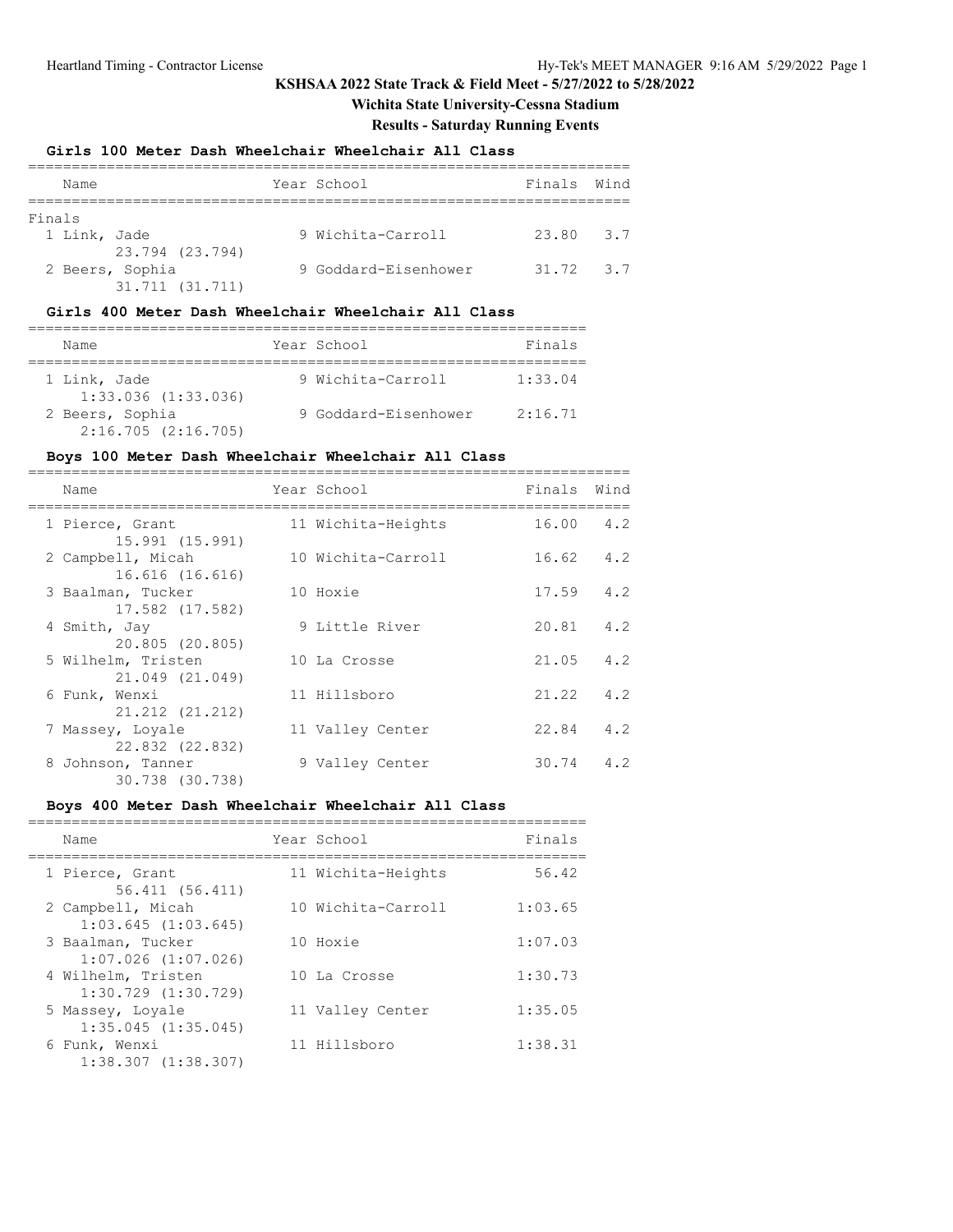# KSHSAA 2022 State Track & Field Meet - 5/27/2022 to 5/28/2022

**Wichita State University-Cessna Stadium**

**Results - Saturday Running Events**

### Girls 100 Meter Dash Wheelchair Wheelchair All Class

**Finals**

| Place | Name | Year | School | Finals | Wind |
|---|---|---|---|---|---|
| 1 | Link, Jade<br>23.794 (23.794) | 9 | Wichita-Carroll | 23.80 | 3.7 |
| 2 | Beers, Sophia<br>31.711 (31.711) | 9 | Goddard-Eisenhower | 31.72 | 3.7 |

### Girls 400 Meter Dash Wheelchair Wheelchair All Class

| Place | Name | Year | School | Finals |
|---|---|---|---|---|
| 1 | Link, Jade<br>1:33.036 (1:33.036) | 9 | Wichita-Carroll | 1:33.04 |
| 2 | Beers, Sophia<br>2:16.705 (2:16.705) | 9 | Goddard-Eisenhower | 2:16.71 |

### Boys 100 Meter Dash Wheelchair Wheelchair All Class

| Place | Name | Year | School | Finals | Wind |
|---|---|---|---|---|---|
| 1 | Pierce, Grant<br>15.991 (15.991) | 11 | Wichita-Heights | 16.00 | 4.2 |
| 2 | Campbell, Micah<br>16.616 (16.616) | 10 | Wichita-Carroll | 16.62 | 4.2 |
| 3 | Baalman, Tucker<br>17.582 (17.582) | 10 | Hoxie | 17.59 | 4.2 |
| 4 | Smith, Jay<br>20.805 (20.805) | 9 | Little River | 20.81 | 4.2 |
| 5 | Wilhelm, Tristen<br>21.049 (21.049) | 10 | La Crosse | 21.05 | 4.2 |
| 6 | Funk, Wenxi<br>21.212 (21.212) | 11 | Hillsboro | 21.22 | 4.2 |
| 7 | Massey, Loyale<br>22.832 (22.832) | 11 | Valley Center | 22.84 | 4.2 |
| 8 | Johnson, Tanner<br>30.738 (30.738) | 9 | Valley Center | 30.74 | 4.2 |

### Boys 400 Meter Dash Wheelchair Wheelchair All Class

| Place | Name | Year | School | Finals |
|---|---|---|---|---|
| 1 | Pierce, Grant<br>56.411 (56.411) | 11 | Wichita-Heights | 56.42 |
| 2 | Campbell, Micah<br>1:03.645 (1:03.645) | 10 | Wichita-Carroll | 1:03.65 |
| 3 | Baalman, Tucker<br>1:07.026 (1:07.026) | 10 | Hoxie | 1:07.03 |
| 4 | Wilhelm, Tristen<br>1:30.729 (1:30.729) | 10 | La Crosse | 1:30.73 |
| 5 | Massey, Loyale<br>1:35.045 (1:35.045) | 11 | Valley Center | 1:35.05 |
| 6 | Funk, Wenxi<br>1:38.307 (1:38.307) | 11 | Hillsboro | 1:38.31 |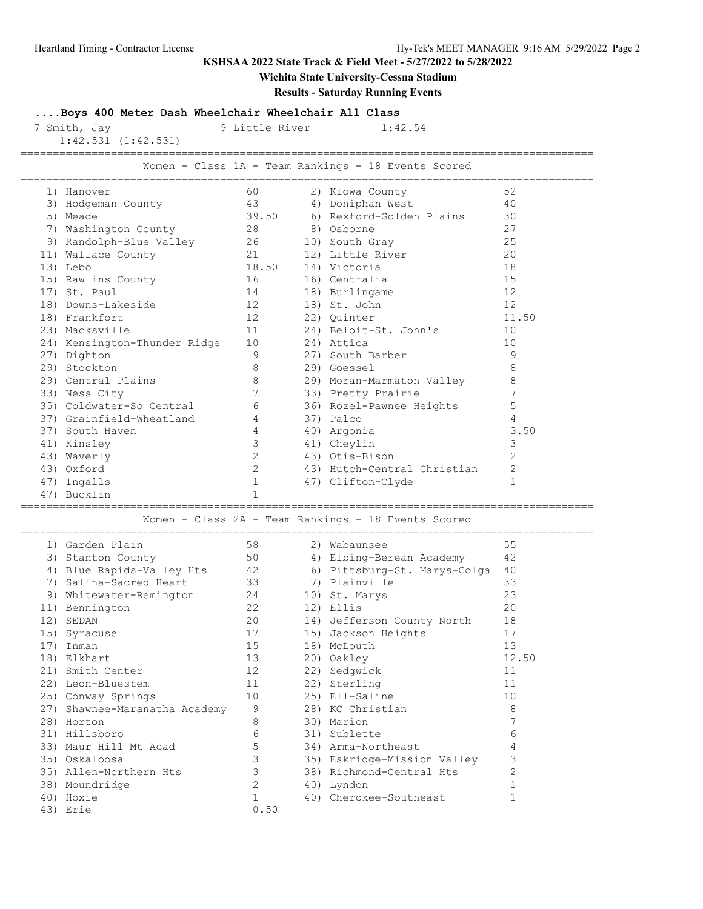KSHSAA 2022 State Track & Field Meet - 5/27/2022 to 5/28/2022

Wichita State University-Cessna Stadium

Results - Saturday Running Events

## ....Boys 400 Meter Dash Wheelchair Wheelchair All Class

```
  7 Smith, Jay                 9 Little River          1:42.54
     1:42.531 (1:42.531)
```

## Women - Class 1A - Team Rankings - 18 Events Scored

| Rank | Team | Points | Rank | Team | Points |
|---|---|---|---|---|---|
| 1) | Hanover | 60 | 2) | Kiowa County | 52 |
| 3) | Hodgeman County | 43 | 4) | Doniphan West | 40 |
| 5) | Meade | 39.50 | 6) | Rexford-Golden Plains | 30 |
| 7) | Washington County | 28 | 8) | Osborne | 27 |
| 9) | Randolph-Blue Valley | 26 | 10) | South Gray | 25 |
| 11) | Wallace County | 21 | 12) | Little River | 20 |
| 13) | Lebo | 18.50 | 14) | Victoria | 18 |
| 15) | Rawlins County | 16 | 16) | Centralia | 15 |
| 17) | St. Paul | 14 | 18) | Burlingame | 12 |
| 18) | Downs-Lakeside | 12 | 18) | St. John | 12 |
| 18) | Frankfort | 12 | 22) | Quinter | 11.50 |
| 23) | Macksville | 11 | 24) | Beloit-St. John's | 10 |
| 24) | Kensington-Thunder Ridge | 10 | 24) | Attica | 10 |
| 27) | Dighton | 9 | 27) | South Barber | 9 |
| 29) | Stockton | 8 | 29) | Goessel | 8 |
| 29) | Central Plains | 8 | 29) | Moran-Marmaton Valley | 8 |
| 33) | Ness City | 7 | 33) | Pretty Prairie | 7 |
| 35) | Coldwater-So Central | 6 | 36) | Rozel-Pawnee Heights | 5 |
| 37) | Grainfield-Wheatland | 4 | 37) | Palco | 4 |
| 37) | South Haven | 4 | 40) | Argonia | 3.50 |
| 41) | Kinsley | 3 | 41) | Cheylin | 3 |
| 43) | Waverly | 2 | 43) | Otis-Bison | 2 |
| 43) | Oxford | 2 | 43) | Hutch-Central Christian | 2 |
| 47) | Ingalls | 1 | 47) | Clifton-Clyde | 1 |
| 47) | Bucklin | 1 | | | |

## Women - Class 2A - Team Rankings - 18 Events Scored

| Rank | Team | Points | Rank | Team | Points |
|---|---|---|---|---|---|
| 1) | Garden Plain | 58 | 2) | Wabaunsee | 55 |
| 3) | Stanton County | 50 | 4) | Elbing-Berean Academy | 42 |
| 4) | Blue Rapids-Valley Hts | 42 | 6) | Pittsburg-St. Marys-Colga | 40 |
| 7) | Salina-Sacred Heart | 33 | 7) | Plainville | 33 |
| 9) | Whitewater-Remington | 24 | 10) | St. Marys | 23 |
| 11) | Bennington | 22 | 12) | Ellis | 20 |
| 12) | SEDAN | 20 | 14) | Jefferson County North | 18 |
| 15) | Syracuse | 17 | 15) | Jackson Heights | 17 |
| 17) | Inman | 15 | 18) | McLouth | 13 |
| 18) | Elkhart | 13 | 20) | Oakley | 12.50 |
| 21) | Smith Center | 12 | 22) | Sedgwick | 11 |
| 22) | Leon-Bluestem | 11 | 22) | Sterling | 11 |
| 25) | Conway Springs | 10 | 25) | Ell-Saline | 10 |
| 27) | Shawnee-Maranatha Academy | 9 | 28) | KC Christian | 8 |
| 28) | Horton | 8 | 30) | Marion | 7 |
| 31) | Hillsboro | 6 | 31) | Sublette | 6 |
| 33) | Maur Hill Mt Acad | 5 | 34) | Arma-Northeast | 4 |
| 35) | Oskaloosa | 3 | 35) | Eskridge-Mission Valley | 3 |
| 35) | Allen-Northern Hts | 3 | 38) | Richmond-Central Hts | 2 |
| 38) | Moundridge | 2 | 40) | Lyndon | 1 |
| 40) | Hoxie | 1 | 40) | Cherokee-Southeast | 1 |
| 43) | Erie | 0.50 | | | |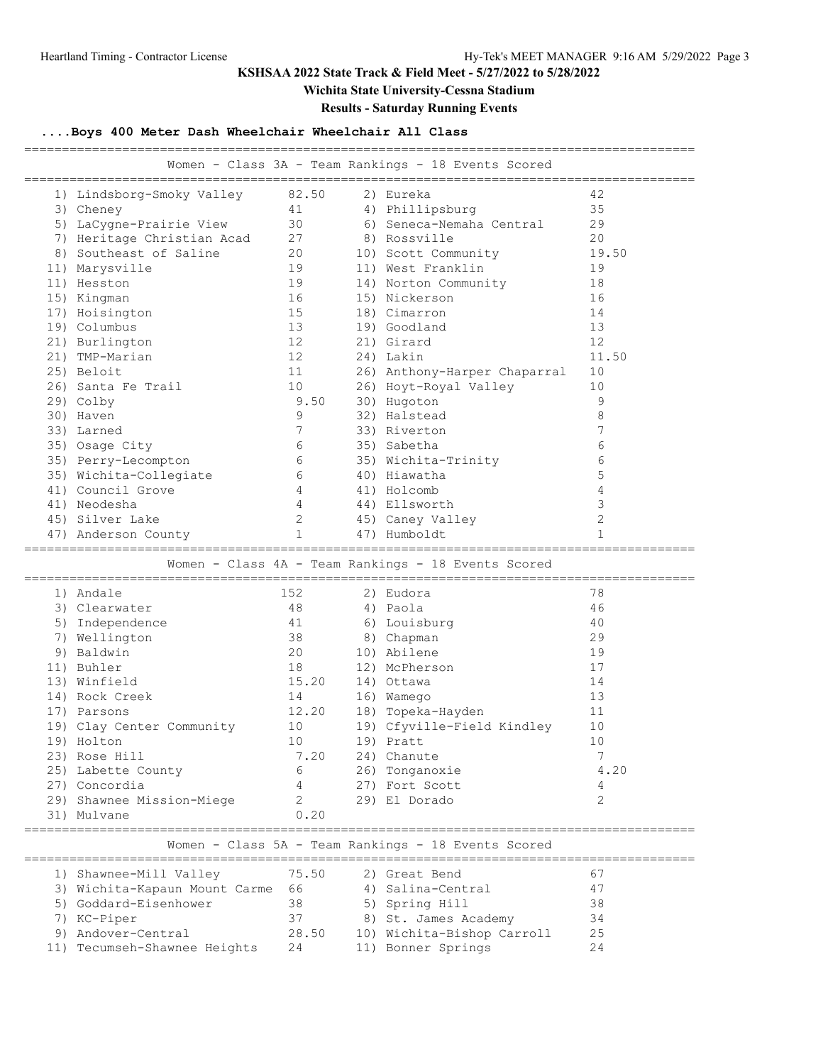## KSHSAA 2022 State Track & Field Meet - 5/27/2022 to 5/28/2022

**Wichita State University-Cessna Stadium**

**Results - Saturday Running Events**

### ....Boys 400 Meter Dash Wheelchair Wheelchair All Class

#### Women - Class 3A - Team Rankings - 18 Events Scored

| Rank | Team | Points | Rank | Team | Points |
|---|---|---|---|---|---|
| 1) | Lindsborg-Smoky Valley | 82.50 | 2) | Eureka | 42 |
| 3) | Cheney | 41 | 4) | Phillipsburg | 35 |
| 5) | LaCygne-Prairie View | 30 | 6) | Seneca-Nemaha Central | 29 |
| 7) | Heritage Christian Acad | 27 | 8) | Rossville | 20 |
| 8) | Southeast of Saline | 20 | 10) | Scott Community | 19.50 |
| 11) | Marysville | 19 | 11) | West Franklin | 19 |
| 11) | Hesston | 19 | 14) | Norton Community | 18 |
| 15) | Kingman | 16 | 15) | Nickerson | 16 |
| 17) | Hoisington | 15 | 18) | Cimarron | 14 |
| 19) | Columbus | 13 | 19) | Goodland | 13 |
| 21) | Burlington | 12 | 21) | Girard | 12 |
| 21) | TMP-Marian | 12 | 24) | Lakin | 11.50 |
| 25) | Beloit | 11 | 26) | Anthony-Harper Chaparral | 10 |
| 26) | Santa Fe Trail | 10 | 26) | Hoyt-Royal Valley | 10 |
| 29) | Colby | 9.50 | 30) | Hugoton | 9 |
| 30) | Haven | 9 | 32) | Halstead | 8 |
| 33) | Larned | 7 | 33) | Riverton | 7 |
| 35) | Osage City | 6 | 35) | Sabetha | 6 |
| 35) | Perry-Lecompton | 6 | 35) | Wichita-Trinity | 6 |
| 35) | Wichita-Collegiate | 6 | 40) | Hiawatha | 5 |
| 41) | Council Grove | 4 | 41) | Holcomb | 4 |
| 41) | Neodesha | 4 | 44) | Ellsworth | 3 |
| 45) | Silver Lake | 2 | 45) | Caney Valley | 2 |
| 47) | Anderson County | 1 | 47) | Humboldt | 1 |

#### Women - Class 4A - Team Rankings - 18 Events Scored

| Rank | Team | Points | Rank | Team | Points |
|---|---|---|---|---|---|
| 1) | Andale | 152 | 2) | Eudora | 78 |
| 3) | Clearwater | 48 | 4) | Paola | 46 |
| 5) | Independence | 41 | 6) | Louisburg | 40 |
| 7) | Wellington | 38 | 8) | Chapman | 29 |
| 9) | Baldwin | 20 | 10) | Abilene | 19 |
| 11) | Buhler | 18 | 12) | McPherson | 17 |
| 13) | Winfield | 15.20 | 14) | Ottawa | 14 |
| 14) | Rock Creek | 14 | 16) | Wamego | 13 |
| 17) | Parsons | 12.20 | 18) | Topeka-Hayden | 11 |
| 19) | Clay Center Community | 10 | 19) | Cfyville-Field Kindley | 10 |
| 19) | Holton | 10 | 19) | Pratt | 10 |
| 23) | Rose Hill | 7.20 | 24) | Chanute | 7 |
| 25) | Labette County | 6 | 26) | Tonganoxie | 4.20 |
| 27) | Concordia | 4 | 27) | Fort Scott | 4 |
| 29) | Shawnee Mission-Miege | 2 | 29) | El Dorado | 2 |
| 31) | Mulvane | 0.20 | | | |

#### Women - Class 5A - Team Rankings - 18 Events Scored

| Rank | Team | Points | Rank | Team | Points |
|---|---|---|---|---|---|
| 1) | Shawnee-Mill Valley | 75.50 | 2) | Great Bend | 67 |
| 3) | Wichita-Kapaun Mount Carme | 66 | 4) | Salina-Central | 47 |
| 5) | Goddard-Eisenhower | 38 | 5) | Spring Hill | 38 |
| 7) | KC-Piper | 37 | 8) | St. James Academy | 34 |
| 9) | Andover-Central | 28.50 | 10) | Wichita-Bishop Carroll | 25 |
| 11) | Tecumseh-Shawnee Heights | 24 | 11) | Bonner Springs | 24 |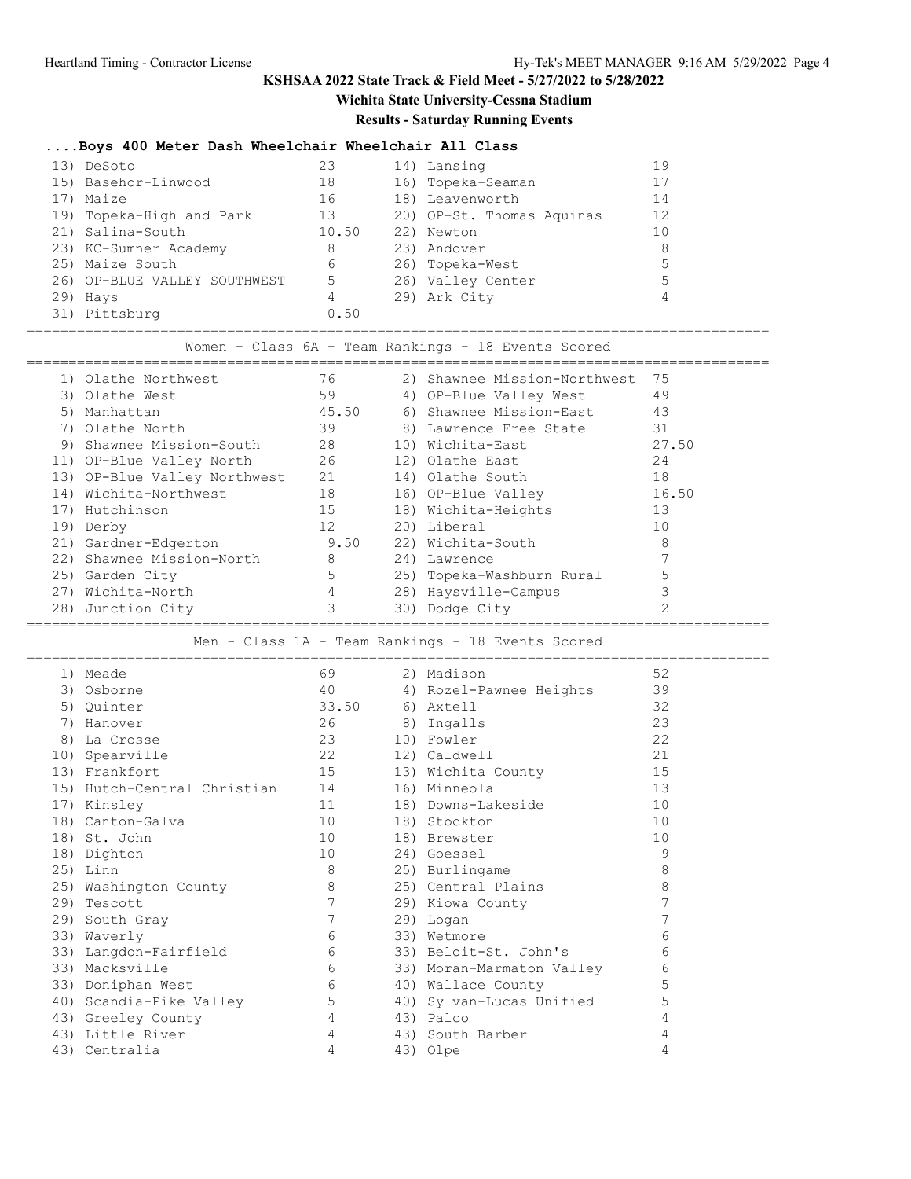# KSHSAA 2022 State Track & Field Meet - 5/27/2022 to 5/28/2022

## Wichita State University-Cessna Stadium

### Results - Saturday Running Events

#### ....Boys 400 Meter Dash Wheelchair Wheelchair All Class

| Rank | Team | Points | Rank | Team | Points |
|---|---|---|---|---|---|
| 13) | DeSoto | 23 | 14) | Lansing | 19 |
| 15) | Basehor-Linwood | 18 | 16) | Topeka-Seaman | 17 |
| 17) | Maize | 16 | 18) | Leavenworth | 14 |
| 19) | Topeka-Highland Park | 13 | 20) | OP-St. Thomas Aquinas | 12 |
| 21) | Salina-South | 10.50 | 22) | Newton | 10 |
| 23) | KC-Sumner Academy | 8 | 23) | Andover | 8 |
| 25) | Maize South | 6 | 26) | Topeka-West | 5 |
| 26) | OP-BLUE VALLEY SOUTHWEST | 5 | 26) | Valley Center | 5 |
| 29) | Hays | 4 | 29) | Ark City | 4 |
| 31) | Pittsburg | 0.50 | | | |

#### Women - Class 6A - Team Rankings - 18 Events Scored

| Rank | Team | Points | Rank | Team | Points |
|---|---|---|---|---|---|
| 1) | Olathe Northwest | 76 | 2) | Shawnee Mission-Northwest | 75 |
| 3) | Olathe West | 59 | 4) | OP-Blue Valley West | 49 |
| 5) | Manhattan | 45.50 | 6) | Shawnee Mission-East | 43 |
| 7) | Olathe North | 39 | 8) | Lawrence Free State | 31 |
| 9) | Shawnee Mission-South | 28 | 10) | Wichita-East | 27.50 |
| 11) | OP-Blue Valley North | 26 | 12) | Olathe East | 24 |
| 13) | OP-Blue Valley Northwest | 21 | 14) | Olathe South | 18 |
| 14) | Wichita-Northwest | 18 | 16) | OP-Blue Valley | 16.50 |
| 17) | Hutchinson | 15 | 18) | Wichita-Heights | 13 |
| 19) | Derby | 12 | 20) | Liberal | 10 |
| 21) | Gardner-Edgerton | 9.50 | 22) | Wichita-South | 8 |
| 22) | Shawnee Mission-North | 8 | 24) | Lawrence | 7 |
| 25) | Garden City | 5 | 25) | Topeka-Washburn Rural | 5 |
| 27) | Wichita-North | 4 | 28) | Haysville-Campus | 3 |
| 28) | Junction City | 3 | 30) | Dodge City | 2 |

#### Men - Class 1A - Team Rankings - 18 Events Scored

| Rank | Team | Points | Rank | Team | Points |
|---|---|---|---|---|---|
| 1) | Meade | 69 | 2) | Madison | 52 |
| 3) | Osborne | 40 | 4) | Rozel-Pawnee Heights | 39 |
| 5) | Quinter | 33.50 | 6) | Axtell | 32 |
| 7) | Hanover | 26 | 8) | Ingalls | 23 |
| 8) | La Crosse | 23 | 10) | Fowler | 22 |
| 10) | Spearville | 22 | 12) | Caldwell | 21 |
| 13) | Frankfort | 15 | 13) | Wichita County | 15 |
| 15) | Hutch-Central Christian | 14 | 16) | Minneola | 13 |
| 17) | Kinsley | 11 | 18) | Downs-Lakeside | 10 |
| 18) | Canton-Galva | 10 | 18) | Stockton | 10 |
| 18) | St. John | 10 | 18) | Brewster | 10 |
| 18) | Dighton | 10 | 24) | Goessel | 9 |
| 25) | Linn | 8 | 25) | Burlingame | 8 |
| 25) | Washington County | 8 | 25) | Central Plains | 8 |
| 29) | Tescott | 7 | 29) | Kiowa County | 7 |
| 29) | South Gray | 7 | 29) | Logan | 7 |
| 33) | Waverly | 6 | 33) | Wetmore | 6 |
| 33) | Langdon-Fairfield | 6 | 33) | Beloit-St. John's | 6 |
| 33) | Macksville | 6 | 33) | Moran-Marmaton Valley | 6 |
| 33) | Doniphan West | 6 | 40) | Wallace County | 5 |
| 40) | Scandia-Pike Valley | 5 | 40) | Sylvan-Lucas Unified | 5 |
| 43) | Greeley County | 4 | 43) | Palco | 4 |
| 43) | Little River | 4 | 43) | South Barber | 4 |
| 43) | Centralia | 4 | 43) | Olpe | 4 |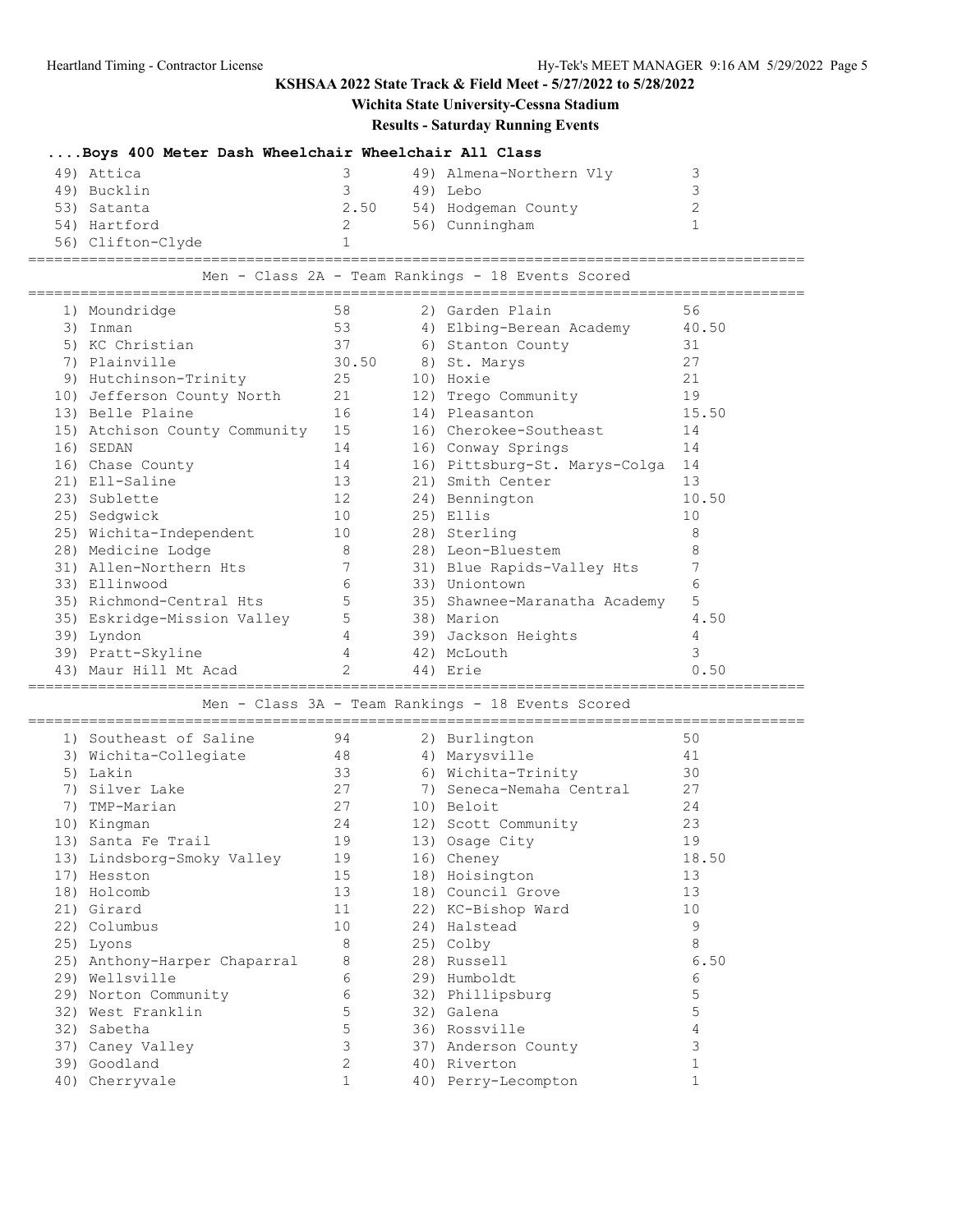**KSHSAA 2022 State Track & Field Meet - 5/27/2022 to 5/28/2022**

**Wichita State University-Cessna Stadium**

**Results - Saturday Running Events**

### ....Boys 400 Meter Dash Wheelchair Wheelchair All Class

| Rank | Team | Points | Rank | Team | Points |
|---|---|---|---|---|---|
| 49) | Attica | 3 | 49) | Almena-Northern Vly | 3 |
| 49) | Bucklin | 3 | 49) | Lebo | 3 |
| 53) | Satanta | 2.50 | 54) | Hodgeman County | 2 |
| 54) | Hartford | 2 | 56) | Cunningham | 1 |
| 56) | Clifton-Clyde | 1 | | | |

### Men - Class 2A - Team Rankings - 18 Events Scored

| Rank | Team | Points | Rank | Team | Points |
|---|---|---|---|---|---|
| 1) | Moundridge | 58 | 2) | Garden Plain | 56 |
| 3) | Inman | 53 | 4) | Elbing-Berean Academy | 40.50 |
| 5) | KC Christian | 37 | 6) | Stanton County | 31 |
| 7) | Plainville | 30.50 | 8) | St. Marys | 27 |
| 9) | Hutchinson-Trinity | 25 | 10) | Hoxie | 21 |
| 10) | Jefferson County North | 21 | 12) | Trego Community | 19 |
| 13) | Belle Plaine | 16 | 14) | Pleasanton | 15.50 |
| 15) | Atchison County Community | 15 | 16) | Cherokee-Southeast | 14 |
| 16) | SEDAN | 14 | 16) | Conway Springs | 14 |
| 16) | Chase County | 14 | 16) | Pittsburg-St. Marys-Colga | 14 |
| 21) | Ell-Saline | 13 | 21) | Smith Center | 13 |
| 23) | Sublette | 12 | 24) | Bennington | 10.50 |
| 25) | Sedgwick | 10 | 25) | Ellis | 10 |
| 25) | Wichita-Independent | 10 | 28) | Sterling | 8 |
| 28) | Medicine Lodge | 8 | 28) | Leon-Bluestem | 8 |
| 31) | Allen-Northern Hts | 7 | 31) | Blue Rapids-Valley Hts | 7 |
| 33) | Ellinwood | 6 | 33) | Uniontown | 6 |
| 35) | Richmond-Central Hts | 5 | 35) | Shawnee-Maranatha Academy | 5 |
| 35) | Eskridge-Mission Valley | 5 | 38) | Marion | 4.50 |
| 39) | Lyndon | 4 | 39) | Jackson Heights | 4 |
| 39) | Pratt-Skyline | 4 | 42) | McLouth | 3 |
| 43) | Maur Hill Mt Acad | 2 | 44) | Erie | 0.50 |

### Men - Class 3A - Team Rankings - 18 Events Scored

| Rank | Team | Points | Rank | Team | Points |
|---|---|---|---|---|---|
| 1) | Southeast of Saline | 94 | 2) | Burlington | 50 |
| 3) | Wichita-Collegiate | 48 | 4) | Marysville | 41 |
| 5) | Lakin | 33 | 6) | Wichita-Trinity | 30 |
| 7) | Silver Lake | 27 | 7) | Seneca-Nemaha Central | 27 |
| 7) | TMP-Marian | 27 | 10) | Beloit | 24 |
| 10) | Kingman | 24 | 12) | Scott Community | 23 |
| 13) | Santa Fe Trail | 19 | 13) | Osage City | 19 |
| 13) | Lindsborg-Smoky Valley | 19 | 16) | Cheney | 18.50 |
| 17) | Hesston | 15 | 18) | Hoisington | 13 |
| 18) | Holcomb | 13 | 18) | Council Grove | 13 |
| 21) | Girard | 11 | 22) | KC-Bishop Ward | 10 |
| 22) | Columbus | 10 | 24) | Halstead | 9 |
| 25) | Lyons | 8 | 25) | Colby | 8 |
| 25) | Anthony-Harper Chaparral | 8 | 28) | Russell | 6.50 |
| 29) | Wellsville | 6 | 29) | Humboldt | 6 |
| 29) | Norton Community | 6 | 32) | Phillipsburg | 5 |
| 32) | West Franklin | 5 | 32) | Galena | 5 |
| 32) | Sabetha | 5 | 36) | Rossville | 4 |
| 37) | Caney Valley | 3 | 37) | Anderson County | 3 |
| 39) | Goodland | 2 | 40) | Riverton | 1 |
| 40) | Cherryvale | 1 | 40) | Perry-Lecompton | 1 |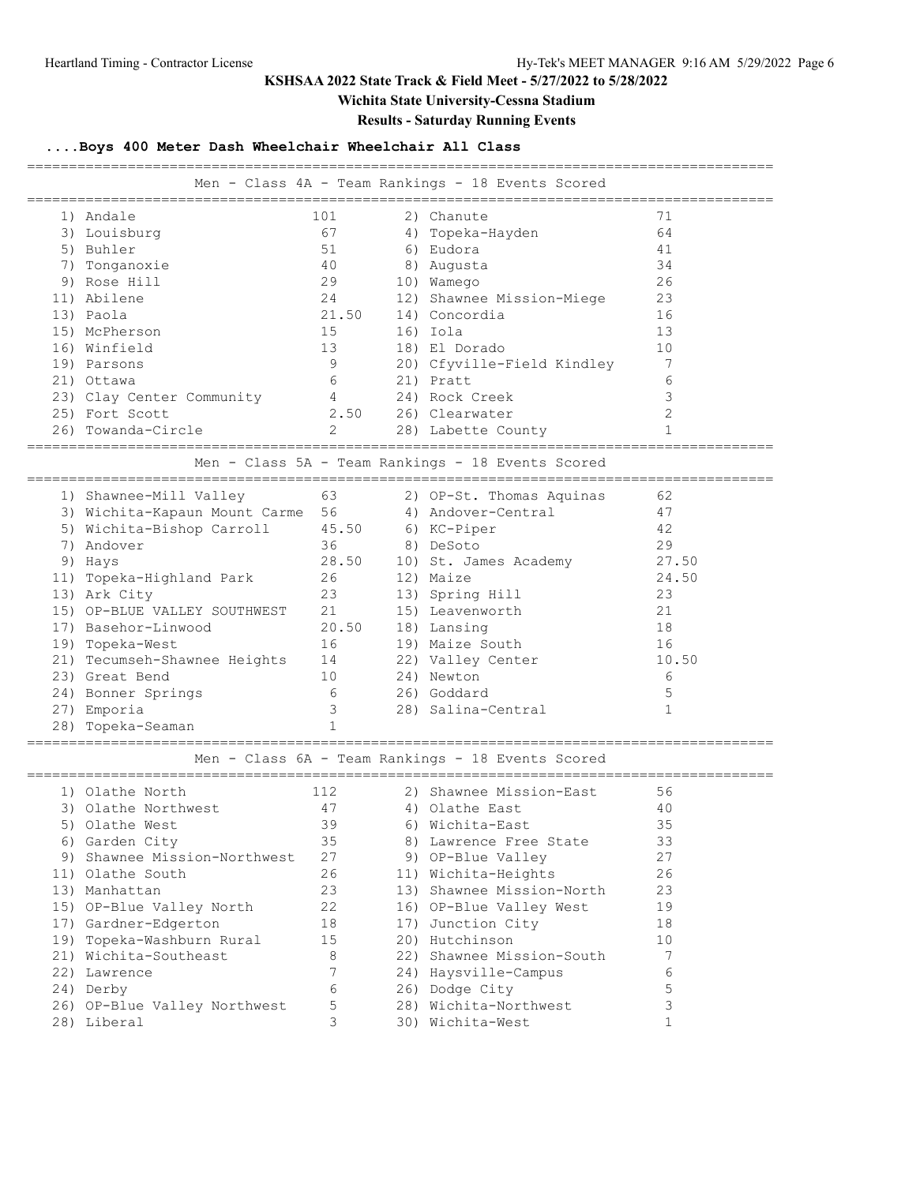# KSHSAA 2022 State Track & Field Meet - 5/27/2022 to 5/28/2022

## Wichita State University-Cessna Stadium

### Results - Saturday Running Events

#### ....Boys 400 Meter Dash Wheelchair Wheelchair All Class

**Men - Class 4A - Team Rankings - 18 Events Scored**

| | | | | | |
|---|---|---|---|---|---|
| 1) | Andale | 101 | 2) | Chanute | 71 |
| 3) | Louisburg | 67 | 4) | Topeka-Hayden | 64 |
| 5) | Buhler | 51 | 6) | Eudora | 41 |
| 7) | Tonganoxie | 40 | 8) | Augusta | 34 |
| 9) | Rose Hill | 29 | 10) | Wamego | 26 |
| 11) | Abilene | 24 | 12) | Shawnee Mission-Miege | 23 |
| 13) | Paola | 21.50 | 14) | Concordia | 16 |
| 15) | McPherson | 15 | 16) | Iola | 13 |
| 16) | Winfield | 13 | 18) | El Dorado | 10 |
| 19) | Parsons | 9 | 20) | Cfyville-Field Kindley | 7 |
| 21) | Ottawa | 6 | 21) | Pratt | 6 |
| 23) | Clay Center Community | 4 | 24) | Rock Creek | 3 |
| 25) | Fort Scott | 2.50 | 26) | Clearwater | 2 |
| 26) | Towanda-Circle | 2 | 28) | Labette County | 1 |

**Men - Class 5A - Team Rankings - 18 Events Scored**

| | | | | | |
|---|---|---|---|---|---|
| 1) | Shawnee-Mill Valley | 63 | 2) | OP-St. Thomas Aquinas | 62 |
| 3) | Wichita-Kapaun Mount Carme | 56 | 4) | Andover-Central | 47 |
| 5) | Wichita-Bishop Carroll | 45.50 | 6) | KC-Piper | 42 |
| 7) | Andover | 36 | 8) | DeSoto | 29 |
| 9) | Hays | 28.50 | 10) | St. James Academy | 27.50 |
| 11) | Topeka-Highland Park | 26 | 12) | Maize | 24.50 |
| 13) | Ark City | 23 | 13) | Spring Hill | 23 |
| 15) | OP-BLUE VALLEY SOUTHWEST | 21 | 15) | Leavenworth | 21 |
| 17) | Basehor-Linwood | 20.50 | 18) | Lansing | 18 |
| 19) | Topeka-West | 16 | 19) | Maize South | 16 |
| 21) | Tecumseh-Shawnee Heights | 14 | 22) | Valley Center | 10.50 |
| 23) | Great Bend | 10 | 24) | Newton | 6 |
| 24) | Bonner Springs | 6 | 26) | Goddard | 5 |
| 27) | Emporia | 3 | 28) | Salina-Central | 1 |
| 28) | Topeka-Seaman | 1 | | | |

**Men - Class 6A - Team Rankings - 18 Events Scored**

| | | | | | |
|---|---|---|---|---|---|
| 1) | Olathe North | 112 | 2) | Shawnee Mission-East | 56 |
| 3) | Olathe Northwest | 47 | 4) | Olathe East | 40 |
| 5) | Olathe West | 39 | 6) | Wichita-East | 35 |
| 6) | Garden City | 35 | 8) | Lawrence Free State | 33 |
| 9) | Shawnee Mission-Northwest | 27 | 9) | OP-Blue Valley | 27 |
| 11) | Olathe South | 26 | 11) | Wichita-Heights | 26 |
| 13) | Manhattan | 23 | 13) | Shawnee Mission-North | 23 |
| 15) | OP-Blue Valley North | 22 | 16) | OP-Blue Valley West | 19 |
| 17) | Gardner-Edgerton | 18 | 17) | Junction City | 18 |
| 19) | Topeka-Washburn Rural | 15 | 20) | Hutchinson | 10 |
| 21) | Wichita-Southeast | 8 | 22) | Shawnee Mission-South | 7 |
| 22) | Lawrence | 7 | 24) | Haysville-Campus | 6 |
| 24) | Derby | 6 | 26) | Dodge City | 5 |
| 26) | OP-Blue Valley Northwest | 5 | 28) | Wichita-Northwest | 3 |
| 28) | Liberal | 3 | 30) | Wichita-West | 1 |